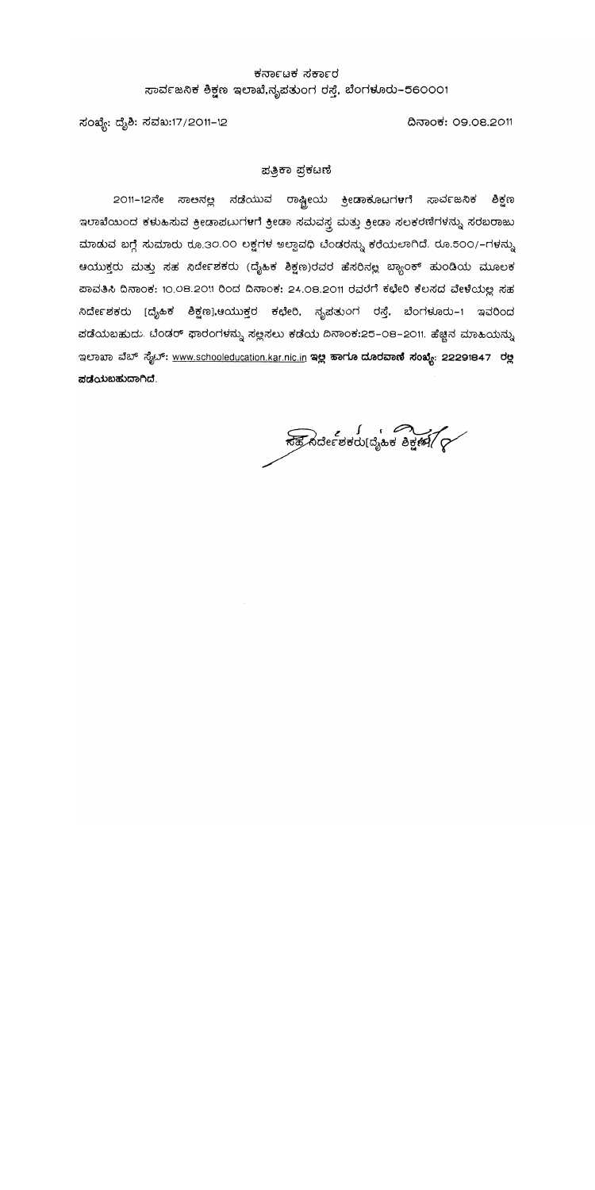ಕರ್ನಾಟಕ ಸರ್ಕಾರ
ಸಾರ್ವಜನಿಕ ಶಿಕ್ಷಣ ಇಲಾಖೆ,ನೃಪತುಂಗ ರಸ್ತೆ, ಬೆಂಗಳೂರು-560001

ಸಂಖ್ಯೆ: ದೈಶಿ: ಸವಖ:17/2011-12 ದಿನಾಂಕ: 09.08.2011

## ಪತ್ರಿಕಾ ಪ್ರಕಟಣೆ

2011-12ನೇ ಸಾಲಿನಲ್ಲಿ ನಡೆಯುವ ರಾಷ್ಟ್ರೀಯ ಕ್ರೀಡಾಕೂಟಗಳಿಗೆ ಸಾರ್ವಜನಿಕ ಶಿಕ್ಷಣ ಇಲಾಖೆಯಿಂದ ಕಳುಹಿಸುವ ಕ್ರೀಡಾಪಟುಗಳಿಗೆ ಕ್ರೀಡಾ ಸಮವಸ್ತ್ರ ಮತ್ತು ಕ್ರೀಡಾ ಸಲಕರಣೆಗಳನ್ನು ಸರಬರಾಜು ಮಾಡುವ ಬಗ್ಗೆ ಸುಮಾರು ರೂ.30.00 ಲಕ್ಷಗಳ ಅಲ್ಪಾವಧಿ ಟೆಂಡರನ್ನು ಕರೆಯಲಾಗಿದೆ. ರೂ.500/-ಗಳನ್ನು ಆಯುಕ್ತರು ಮತ್ತು ಸಹ ನಿರ್ದೇಶಕರು (ದೈಹಿಕ ಶಿಕ್ಷಣ)ರವರ ಹೆಸರಿನಲ್ಲಿ ಬ್ಯಾಂಕ್ ಹುಂಡಿಯ ಮೂಲಕ ಪಾವತಿಸಿ ದಿನಾಂಕ: 10.08.2011 ರಿಂದ ದಿನಾಂಕ: 24.08.2011 ರವರೆಗೆ ಕಛೇರಿ ಕೆಲಸದ ವೇಳೆಯಲ್ಲಿ ಸಹ ನಿರ್ದೇಶಕರು [ದೈಹಿಕ ಶಿಕ್ಷಣ],ಆಯುಕ್ತರ ಕಛೇರಿ, ನೃಪತುಂಗ ರಸ್ತೆ, ಬೆಂಗಳೂರು-1 ಇವರಿಂದ ಪಡೆಯಬಹುದು. ಟೆಂಡರ್ ಫಾರಂಗಳನ್ನು ಸಲ್ಲಿಸಲು ಕಡೆಯ ದಿನಾಂಕ:25-08-2011. ಹೆಚ್ಚಿನ ಮಾಹಿಯನ್ನು ಇಲಾಖಾ ವೆಬ್ ಸೈಟ್: www.schooleducation.kar.nic.in **ಇಲ್ಲಿ ಹಾಗೂ ದೂರವಾಣಿ ಸಂಖ್ಯೆ: 22291847 ರಲ್ಲಿ ಪಡೆಯಬಹುದಾಗಿದೆ.**

ಸಹ ನಿರ್ದೇಶಕರು[ದೈಹಿಕ ಶಿಕ್ಷಣ]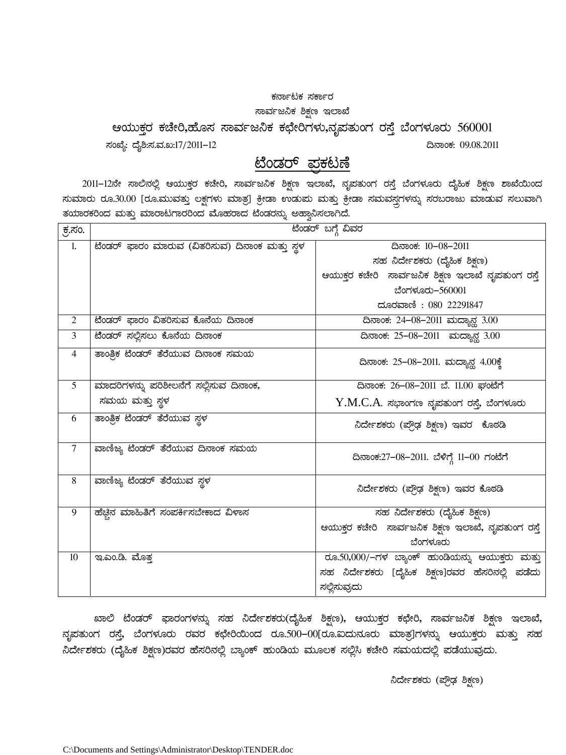ಕರ್ನಾಟಕ ಸರ್ಕಾರ

ಸಾರ್ವಜನಿಕ ಶಿಕ್ಷಣ ಇಲಾಖೆ

ಆಯುಕ್ತರ ಕಚೇರಿ,ಹೊಸ ಸಾರ್ವಜನಿಕ ಕಛೇರಿಗಳು,ನೃಪತುಂಗ ರಸ್ತೆ ಬೆಂಗಳೂರು 560001

ಸಂಖ್ಯೆ: ದೈಶಿ:ಸ.ವ.ಖ:17/2011-12 ದಿನಾಂಕ: 09.08.2011

# ಟೆಂಡರ್ ಪ್ರಕಟಣೆ

2011-12ನೇ ಸಾಲಿನಲ್ಲಿ ಆಯುಕ್ತರ ಕಚೇರಿ, ಸಾರ್ವಜನಿಕ ಶಿಕ್ಷಣ ಇಲಾಖೆ, ನೃಪತುಂಗ ರಸ್ತೆ ಬೆಂಗಳೂರು ದೈಹಿಕ ಶಿಕ್ಷಣ ಶಾಖೆಯಿಂದ ಸುಮಾರು ರೂ.30.00 [ರೂ.ಮುವತ್ತು ಲಕ್ಷಗಳು ಮಾತ್ರ] ಕ್ರೀಡಾ ಉಡುಪು ಮತ್ತು ಕ್ರೀಡಾ ಸಮವಸ್ತ್ರಗಳನ್ನು ಸರಬರಾಜು ಮಾಡುವ ಸಲುವಾಗಿ ತಯಾರಕರಿಂದ ಮತ್ತು ಮಾರಾಟಗಾರರಿಂದ ಮೊಹರಾದ ಟೆಂಡರನ್ನು ಅಹ್ವಾನಿಸಲಾಗಿದೆ.

| ಕ್ರ.ಸಂ. | ಟೆಂಡರ್ ಬಗ್ಗೆ ವಿವರ | |
|---|---|---|
| 1. | ಟೆಂಡರ್ ಫಾರಂ ಮಾರುವ (ವಿತರಿಸುವ) ದಿನಾಂಕ ಮತ್ತು ಸ್ಥಳ | ದಿನಾಂಕ: 10-08-2011<br>ಸಹ ನಿರ್ದೇಶಕರು (ದೈಹಿಕ ಶಿಕ್ಷಣ)<br>ಆಯುಕ್ತರ ಕಚೇರಿ ಸಾರ್ವಜನಿಕ ಶಿಕ್ಷಣ ಇಲಾಖೆ ನೃಪತುಂಗ ರಸ್ತೆ ಬೆಂಗಳೂರು-560001<br>ದೂರವಾಣಿ : 080 22291847 |
| 2 | ಟೆಂಡರ್ ಫಾರಂ ವಿತರಿಸುವ ಕೊನೆಯ ದಿನಾಂಕ | ದಿನಾಂಕ: 24-08-2011 ಮದ್ಯಾಹ್ನ 3.00 |
| 3 | ಟೆಂಡರ್ ಸಲ್ಲಿಸಲು ಕೊನೆಯ ದಿನಾಂಕ | ದಿನಾಂಕ: 25-08-2011 ಮದ್ಯಾಹ್ನ 3.00 |
| 4 | ತಾಂತ್ರಿಕ ಟೆಂಡರ್ ತೆರೆಯುವ ದಿನಾಂಕ ಸಮಯ | ದಿನಾಂಕ: 25-08-2011. ಮದ್ಯಾಹ್ನ 4.00ಕ್ಕೆ |
| 5 | ಮಾದರಿಗಳನ್ನು ಪರಿಶೀಲನೆಗೆ ಸಲ್ಲಿಸುವ ದಿನಾಂಕ, ಸಮಯ ಮತ್ತು ಸ್ಥಳ | ದಿನಾಂಕ: 26-08-2011 ಬೆ. 11.00 ಘಂಟೆಗೆ<br>Y.M.C.A. ಸಭಾಂಗಣ ನೃಪತುಂಗ ರಸ್ತೆ, ಬೆಂಗಳೂರು |
| 6 | ತಾಂತ್ರಿಕ ಟೆಂಡರ್ ತೆರೆಯುವ ಸ್ಥಳ | ನಿರ್ದೇಶಕರು (ಪ್ರೌಢ ಶಿಕ್ಷಣ) ಇವರ ಕೊಠಡಿ |
| 7 | ವಾಣಿಜ್ಯ ಟೆಂಡರ್ ತೆರೆಯುವ ದಿನಾಂಕ ಸಮಯ | ದಿನಾಂಕ:27-08-2011. ಬೆಳಿಗ್ಗೆ 11-00 ಗಂಟೆಗೆ |
| 8 | ವಾಣಿಜ್ಯ ಟೆಂಡರ್ ತೆರೆಯುವ ಸ್ಥಳ | ನಿರ್ದೇಶಕರು (ಪ್ರೌಢ ಶಿಕ್ಷಣ) ಇವರ ಕೊಠಡಿ |
| 9 | ಹೆಚ್ಚಿನ ಮಾಹಿತಿಗೆ ಸಂಪರ್ಕಿಸಬೇಕಾದ ವಿಳಾಸ | ಸಹ ನಿರ್ದೇಶಕರು (ದೈಹಿಕ ಶಿಕ್ಷಣ)<br>ಆಯುಕ್ತರ ಕಚೇರಿ ಸಾರ್ವಜನಿಕ ಶಿಕ್ಷಣ ಇಲಾಖೆ, ನೃಪತುಂಗ ರಸ್ತೆ ಬೆಂಗಳೂರು |
| 10 | ಇ.ಎಂ.ಡಿ. ಮೊತ್ತ | ರೂ.50,000/-ಗಳ ಬ್ಯಾಂಕ್ ಹುಂಡಿಯನ್ನು ಆಯುಕ್ತರು ಮತ್ತು ಸಹ ನಿರ್ದೇಶಕರು [ದೈಹಿಕ ಶಿಕ್ಷಣ]ರವರ ಹೆಸರಿನಲ್ಲಿ ಪಡೆದು ಸಲ್ಲಿಸುವುದು |

ಖಾಲಿ ಟೆಂಡರ್ ಫಾರಂಗಳನ್ನು ಸಹ ನಿರ್ದೇಶಕರು(ದೈಹಿಕ ಶಿಕ್ಷಣ), ಆಯುಕ್ತರ ಕಛೇರಿ, ಸಾರ್ವಜನಿಕ ಶಿಕ್ಷಣ ಇಲಾಖೆ, ನೃಪತುಂಗ ರಸ್ತೆ, ಬೆಂಗಳೂರು ರವರ ಕಛೇರಿಯಿಂದ ರೂ.500-00[ರೂ.ಐದುನೂರು ಮಾತ್ರ]ಗಳನ್ನು ಆಯುಕ್ತರು ಮತ್ತು ಸಹ ನಿರ್ದೇಶಕರು (ದೈಹಿಕ ಶಿಕ್ಷಣ)ರವರ ಹೆಸರಿನಲ್ಲಿ ಬ್ಯಾಂಕ್ ಹುಂಡಿಯ ಮೂಲಕ ಸಲ್ಲಿಸಿ ಕಚೇರಿ ಸಮಯದಲ್ಲಿ ಪಡೆಯುವುದು.

ನಿರ್ದೇಶಕರು (ಪ್ರೌಢ ಶಿಕ್ಷಣ)

C:\Documents and Settings\Administrator\Desktop\TENDER.doc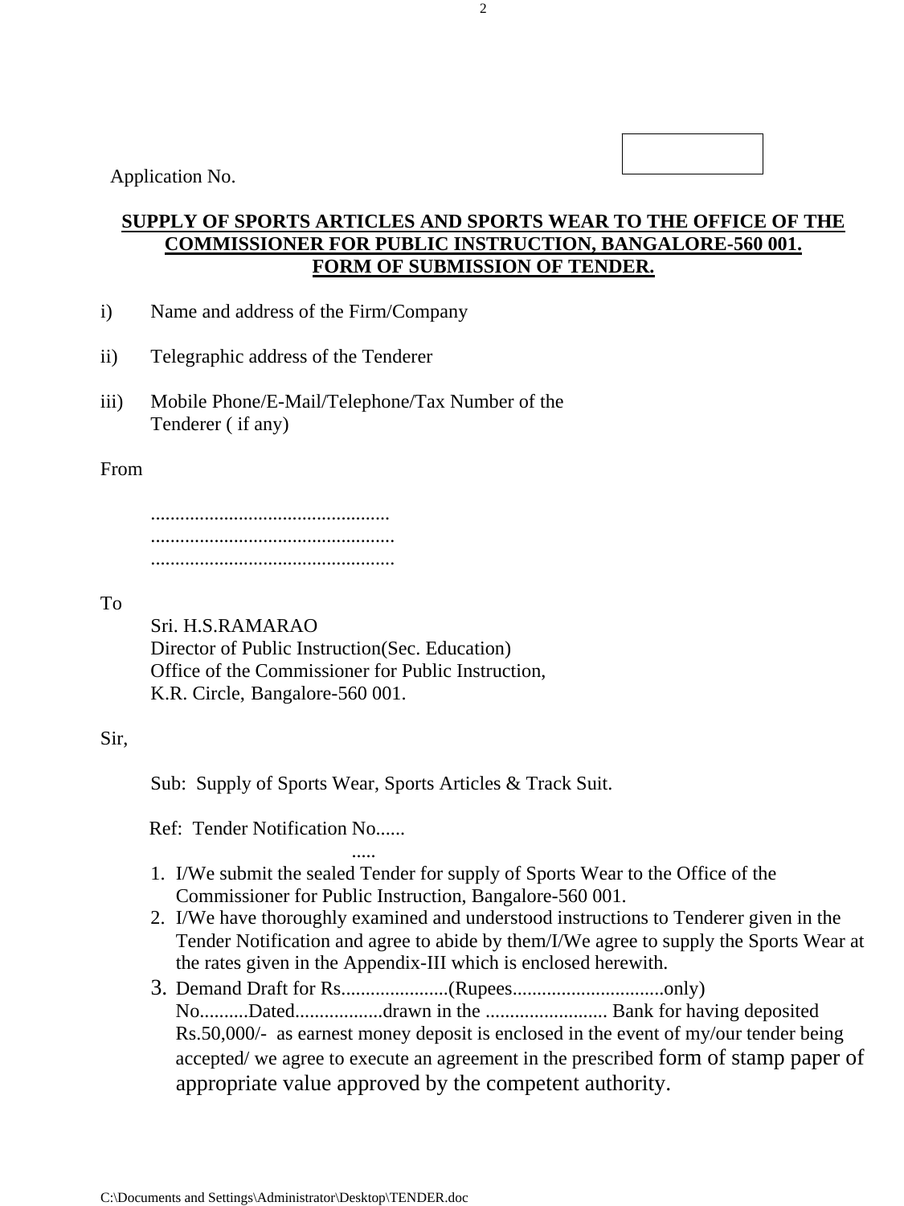Application No.

**SUPPLY OF SPORTS ARTICLES AND SPORTS WEAR TO THE OFFICE OF THE COMMISSIONER FOR PUBLIC INSTRUCTION, BANGALORE-560 001.**
**FORM OF SUBMISSION OF TENDER.**

i) Name and address of the Firm/Company

ii) Telegraphic address of the Tenderer

iii) Mobile Phone/E-Mail/Telephone/Tax Number of the Tenderer ( if any)

From

.................................................
..................................................
..................................................

To

Sri. H.S.RAMARAO
Director of Public Instruction(Sec. Education)
Office of the Commissioner for Public Instruction,
K.R. Circle, Bangalore-560 001.

Sir,

Sub: Supply of Sports Wear, Sports Articles & Track Suit.

Ref: Tender Notification No...... .....

1. I/We submit the sealed Tender for supply of Sports Wear to the Office of the Commissioner for Public Instruction, Bangalore-560 001.
2. I/We have thoroughly examined and understood instructions to Tenderer given in the Tender Notification and agree to abide by them/I/We agree to supply the Sports Wear at the rates given in the Appendix-III which is enclosed herewith.
3. Demand Draft for Rs......................(Rupees...............................only) No..........Dated.................drawn in the ......................... Bank for having deposited Rs.50,000/- as earnest money deposit is enclosed in the event of my/our tender being accepted/ we agree to execute an agreement in the prescribed form of stamp paper of appropriate value approved by the competent authority.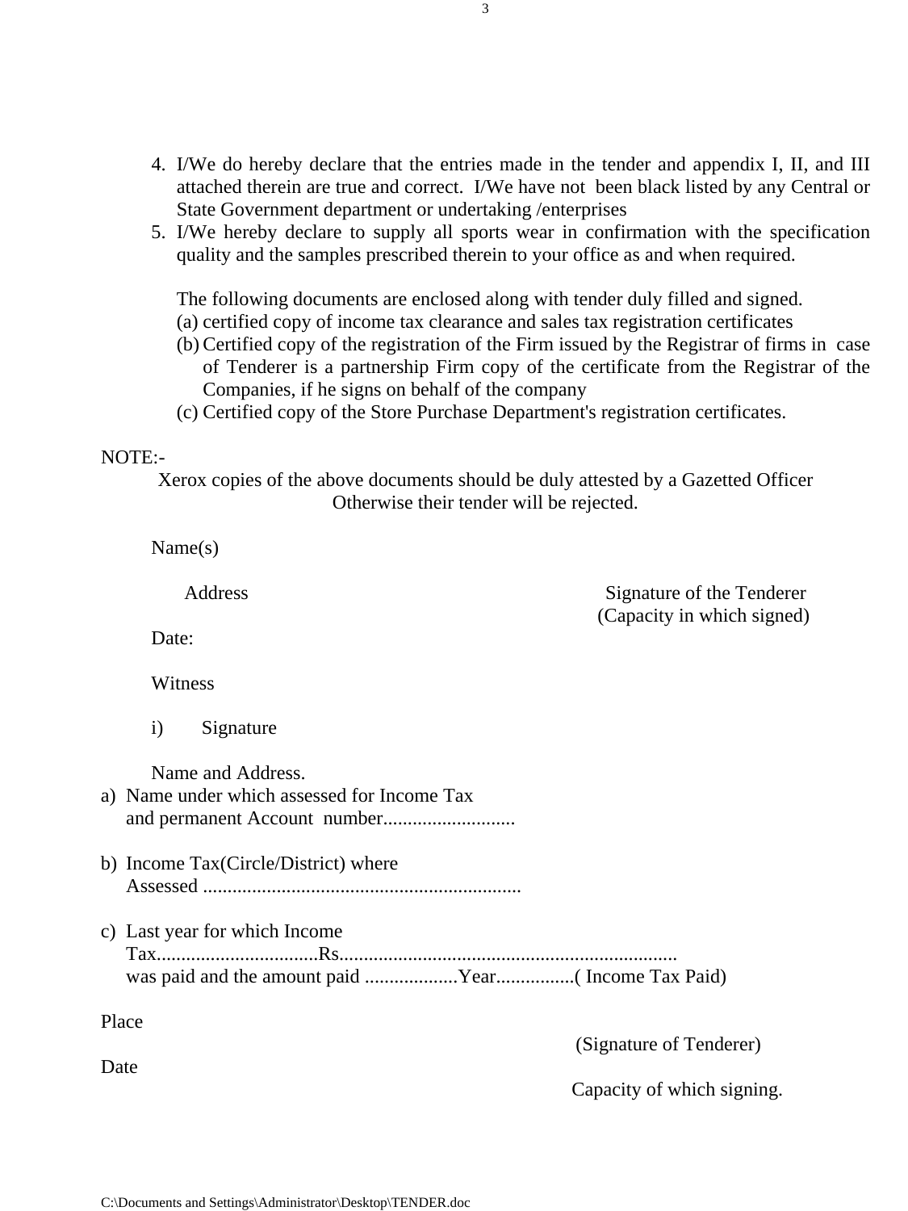4. I/We do hereby declare that the entries made in the tender and appendix I, II, and III attached therein are true and correct. I/We have not been black listed by any Central or State Government department or undertaking /enterprises
5. I/We hereby declare to supply all sports wear in confirmation with the specification quality and the samples prescribed therein to your office as and when required.

   The following documents are enclosed along with tender duly filled and signed.

   (a) certified copy of income tax clearance and sales tax registration certificates

   (b) Certified copy of the registration of the Firm issued by the Registrar of firms in case of Tenderer is a partnership Firm copy of the certificate from the Registrar of the Companies, if he signs on behalf of the company

   (c) Certified copy of the Store Purchase Department's registration certificates.

NOTE:-

Xerox copies of the above documents should be duly attested by a Gazetted Officer Otherwise their tender will be rejected.

Name(s)

Address

Signature of the Tenderer
(Capacity in which signed)

Date:

Witness

i) Signature

Name and Address.

a) Name under which assessed for Income Tax and permanent Account number...........................

b) Income Tax(Circle/District) where Assessed ................................................................

c) Last year for which Income Tax.................................Rs....................................................................
was paid and the amount paid ...................Year................( Income Tax Paid)

Place

(Signature of Tenderer)

Date

Capacity of which signing.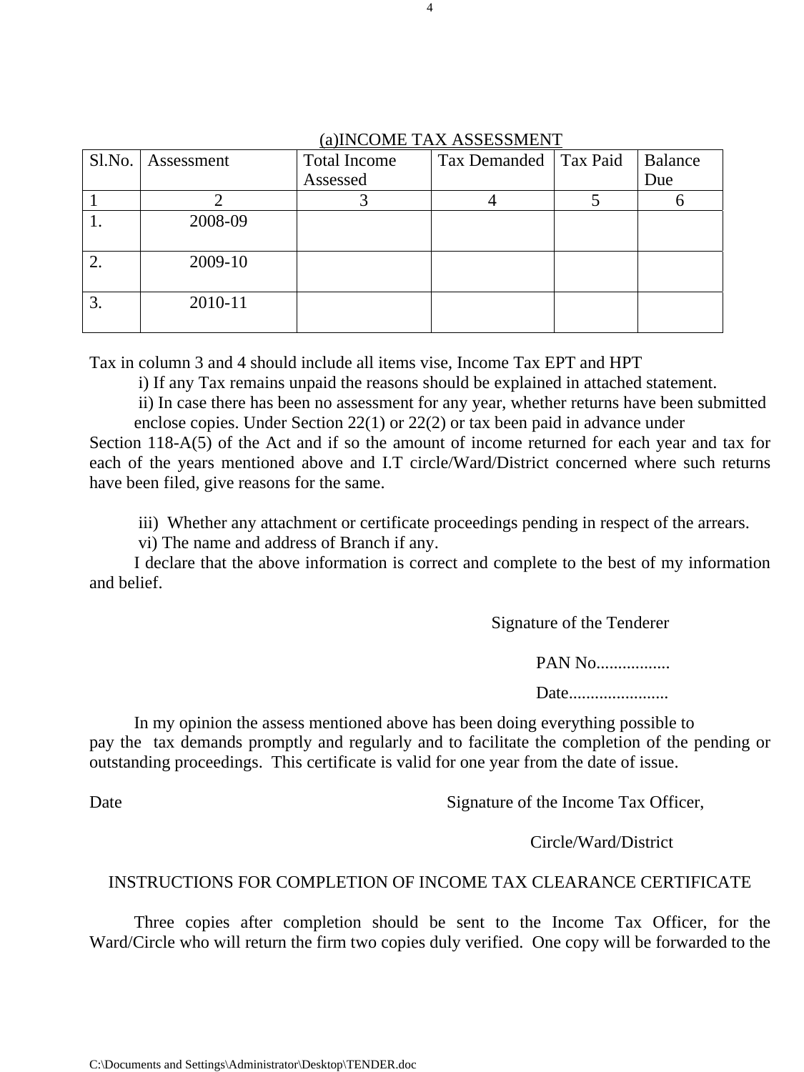## (a)INCOME TAX ASSESSMENT

| Sl.No. | Assessment | Total Income Assessed | Tax Demanded | Tax Paid | Balance Due |
|---|---|---|---|---|---|
| 1 | 2 | 3 | 4 | 5 | 6 |
| 1. | 2008-09 | | | | |
| 2. | 2009-10 | | | | |
| 3. | 2010-11 | | | | |

Tax in column 3 and 4 should include all items vise, Income Tax EPT and HPT

i) If any Tax remains unpaid the reasons should be explained in attached statement.

ii) In case there has been no assessment for any year, whether returns have been submitted enclose copies. Under Section 22(1) or 22(2) or tax been paid in advance under Section 118-A(5) of the Act and if so the amount of income returned for each year and tax for each of the years mentioned above and I.T circle/Ward/District concerned where such returns have been filed, give reasons for the same.

iii) Whether any attachment or certificate proceedings pending in respect of the arrears.

vi) The name and address of Branch if any.

I declare that the above information is correct and complete to the best of my information and belief.

Signature of the Tenderer

PAN No.................

Date.......................

In my opinion the assess mentioned above has been doing everything possible to pay the tax demands promptly and regularly and to facilitate the completion of the pending or outstanding proceedings. This certificate is valid for one year from the date of issue.

Date

Signature of the Income Tax Officer,

Circle/Ward/District

## INSTRUCTIONS FOR COMPLETION OF INCOME TAX CLEARANCE CERTIFICATE

Three copies after completion should be sent to the Income Tax Officer, for the Ward/Circle who will return the firm two copies duly verified. One copy will be forwarded to the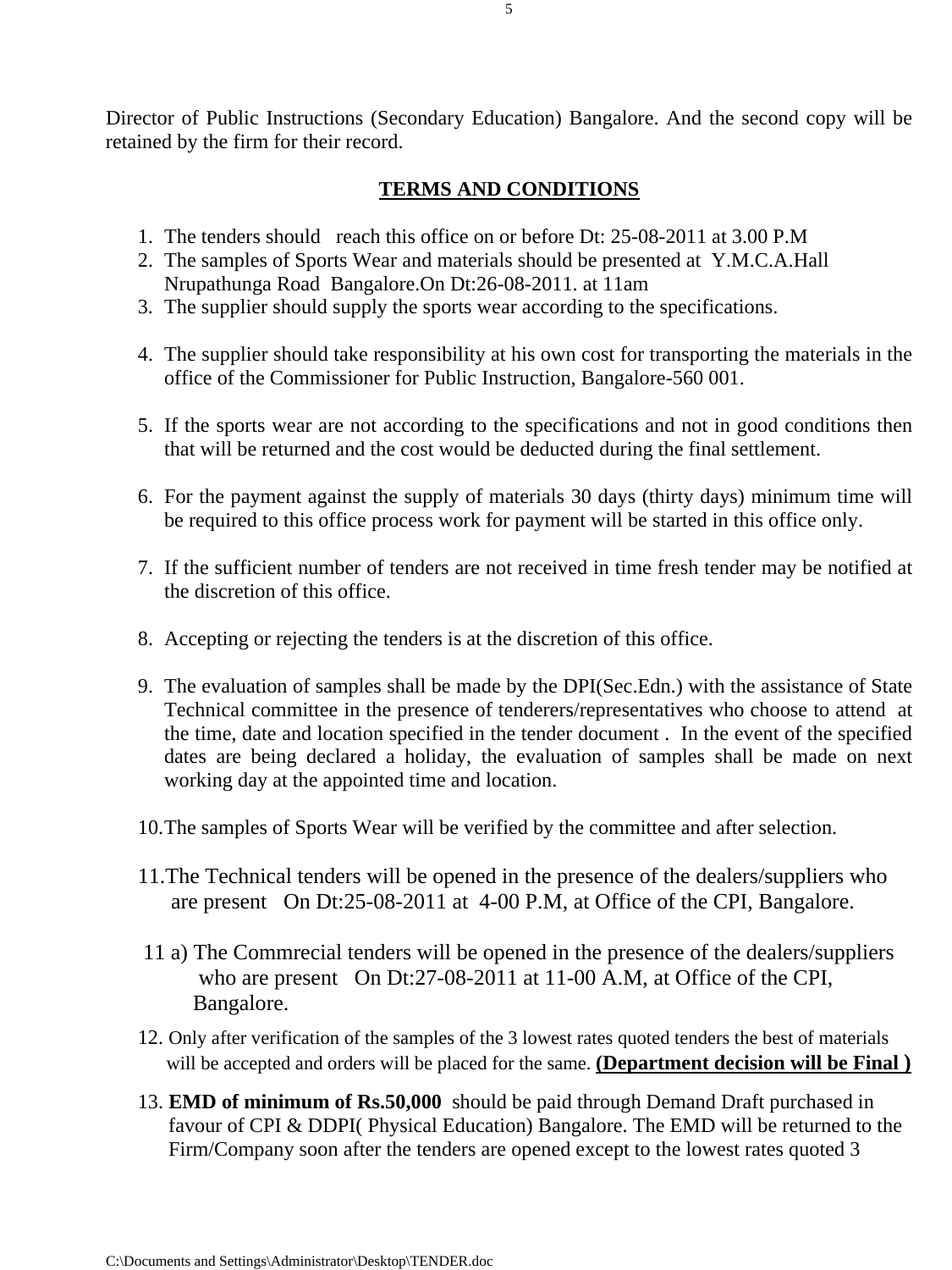Director of Public Instructions (Secondary Education) Bangalore. And the second copy will be retained by the firm for their record.

## TERMS AND CONDITIONS

1. The tenders should reach this office on or before Dt: 25-08-2011 at 3.00 P.M
2. The samples of Sports Wear and materials should be presented at Y.M.C.A.Hall Nrupathunga Road Bangalore.On Dt:26-08-2011. at 11am
3. The supplier should supply the sports wear according to the specifications.
4. The supplier should take responsibility at his own cost for transporting the materials in the office of the Commissioner for Public Instruction, Bangalore-560 001.
5. If the sports wear are not according to the specifications and not in good conditions then that will be returned and the cost would be deducted during the final settlement.
6. For the payment against the supply of materials 30 days (thirty days) minimum time will be required to this office process work for payment will be started in this office only.
7. If the sufficient number of tenders are not received in time fresh tender may be notified at the discretion of this office.
8. Accepting or rejecting the tenders is at the discretion of this office.
9. The evaluation of samples shall be made by the DPI(Sec.Edn.) with the assistance of State Technical committee in the presence of tenderers/representatives who choose to attend at the time, date and location specified in the tender document . In the event of the specified dates are being declared a holiday, the evaluation of samples shall be made on next working day at the appointed time and location.
10. The samples of Sports Wear will be verified by the committee and after selection.
11. The Technical tenders will be opened in the presence of the dealers/suppliers who are present On Dt:25-08-2011 at 4-00 P.M, at Office of the CPI, Bangalore.

 11 a) The Commrecial tenders will be opened in the presence of the dealers/suppliers who are present On Dt:27-08-2011 at 11-00 A.M, at Office of the CPI, Bangalore.

12. Only after verification of the samples of the 3 lowest rates quoted tenders the best of materials will be accepted and orders will be placed for the same. **(Department decision will be Final )**
13. **EMD of minimum of Rs.50,000** should be paid through Demand Draft purchased in favour of CPI & DDPI( Physical Education) Bangalore. The EMD will be returned to the Firm/Company soon after the tenders are opened except to the lowest rates quoted 3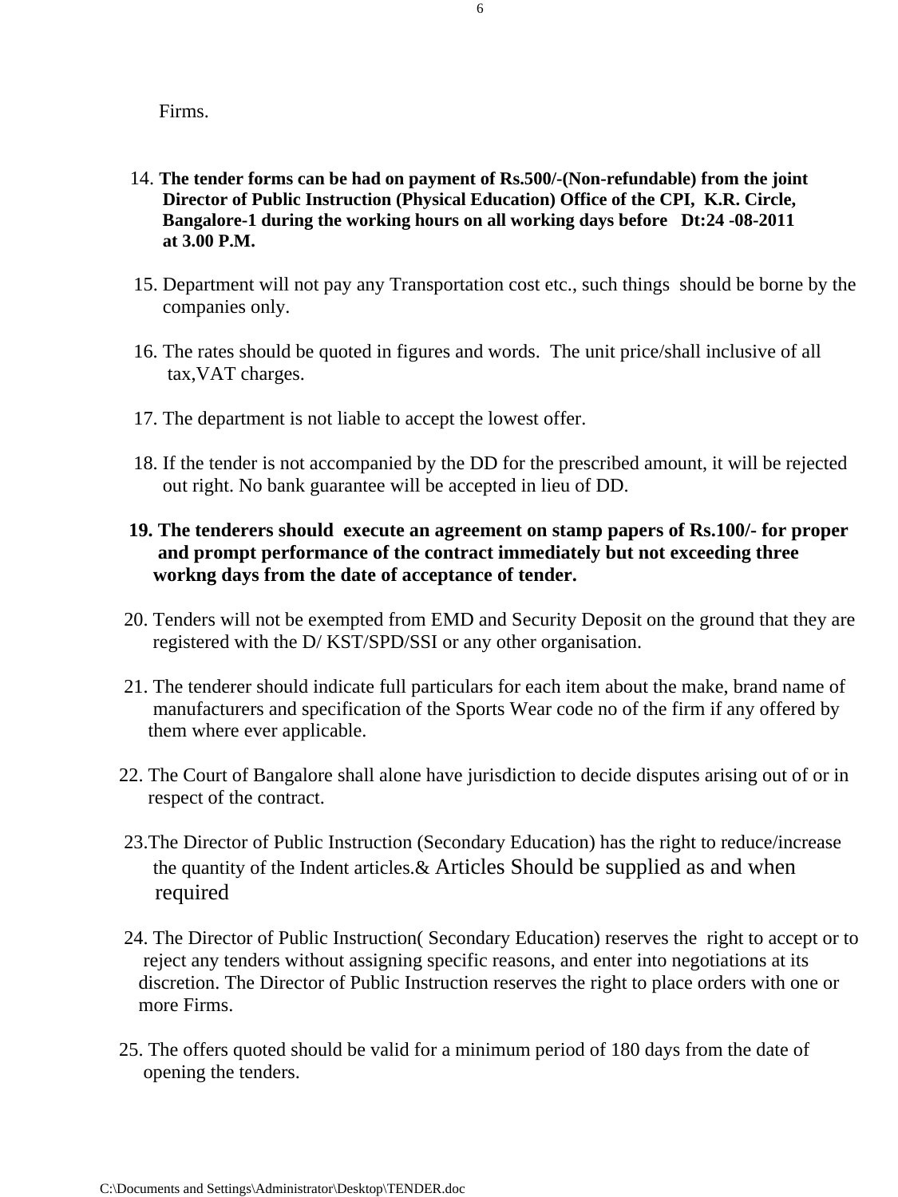Firms.

14. **The tender forms can be had on payment of Rs.500/-(Non-refundable) from the joint Director of Public Instruction (Physical Education) Office of the CPI, K.R. Circle, Bangalore-1 during the working hours on all working days before Dt:24 -08-2011 at 3.00 P.M.**

15. Department will not pay any Transportation cost etc., such things should be borne by the companies only.

16. The rates should be quoted in figures and words. The unit price/shall inclusive of all tax,VAT charges.

17. The department is not liable to accept the lowest offer.

18. If the tender is not accompanied by the DD for the prescribed amount, it will be rejected out right. No bank guarantee will be accepted in lieu of DD.

19. **The tenderers should execute an agreement on stamp papers of Rs.100/- for proper and prompt performance of the contract immediately but not exceeding three workng days from the date of acceptance of tender.**

20. Tenders will not be exempted from EMD and Security Deposit on the ground that they are registered with the D/ KST/SPD/SSI or any other organisation.

21. The tenderer should indicate full particulars for each item about the make, brand name of manufacturers and specification of the Sports Wear code no of the firm if any offered by them where ever applicable.

22. The Court of Bangalore shall alone have jurisdiction to decide disputes arising out of or in respect of the contract.

23. The Director of Public Instruction (Secondary Education) has the right to reduce/increase the quantity of the Indent articles.& Articles Should be supplied as and when required

24. The Director of Public Instruction( Secondary Education) reserves the right to accept or to reject any tenders without assigning specific reasons, and enter into negotiations at its discretion. The Director of Public Instruction reserves the right to place orders with one or more Firms.

25. The offers quoted should be valid for a minimum period of 180 days from the date of opening the tenders.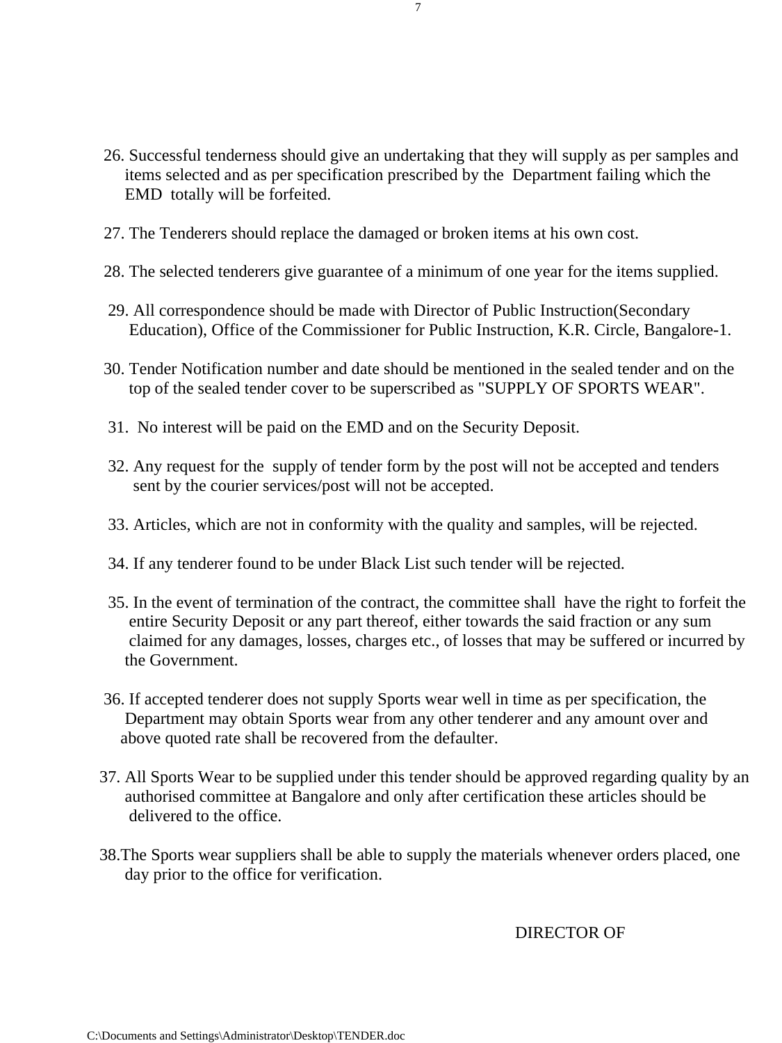26. Successful tenderness should give an undertaking that they will supply as per samples and items selected and as per specification prescribed by the Department failing which the EMD totally will be forfeited.

27. The Tenderers should replace the damaged or broken items at his own cost.

28. The selected tenderers give guarantee of a minimum of one year for the items supplied.

29. All correspondence should be made with Director of Public Instruction(Secondary Education), Office of the Commissioner for Public Instruction, K.R. Circle, Bangalore-1.

30. Tender Notification number and date should be mentioned in the sealed tender and on the top of the sealed tender cover to be superscribed as "SUPPLY OF SPORTS WEAR".

31. No interest will be paid on the EMD and on the Security Deposit.

32. Any request for the supply of tender form by the post will not be accepted and tenders sent by the courier services/post will not be accepted.

33. Articles, which are not in conformity with the quality and samples, will be rejected.

34. If any tenderer found to be under Black List such tender will be rejected.

35. In the event of termination of the contract, the committee shall have the right to forfeit the entire Security Deposit or any part thereof, either towards the said fraction or any sum claimed for any damages, losses, charges etc., of losses that may be suffered or incurred by the Government.

36. If accepted tenderer does not supply Sports wear well in time as per specification, the Department may obtain Sports wear from any other tenderer and any amount over and above quoted rate shall be recovered from the defaulter.

37. All Sports Wear to be supplied under this tender should be approved regarding quality by an authorised committee at Bangalore and only after certification these articles should be delivered to the office.

38. The Sports wear suppliers shall be able to supply the materials whenever orders placed, one day prior to the office for verification.

DIRECTOR OF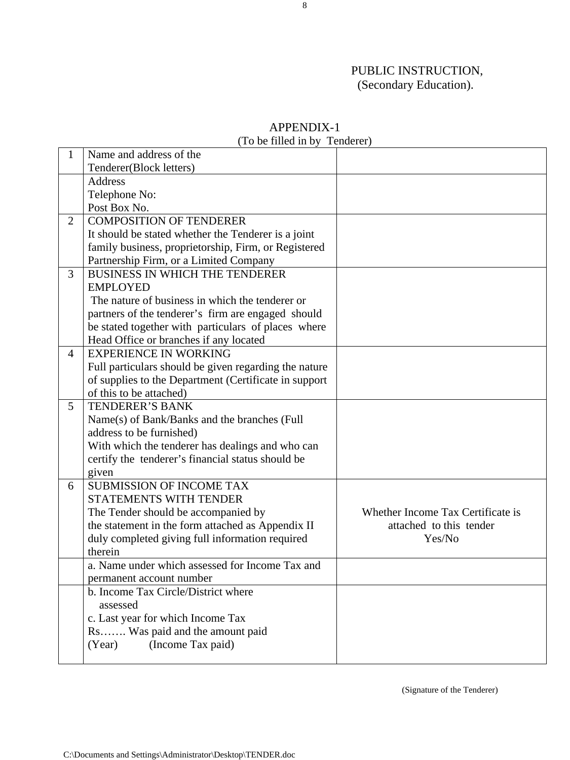PUBLIC INSTRUCTION,
(Secondary Education).

## APPENDIX-1

(To be filled in by Tenderer)

| | | |
|---|---|---|
| 1 | Name and address of the Tenderer(Block letters) | |
| | Address<br>Telephone No:<br>Post Box No. | |
| 2 | COMPOSITION OF TENDERER<br>It should be stated whether the Tenderer is a joint family business, proprietorship, Firm, or Registered Partnership Firm, or a Limited Company | |
| 3 | BUSINESS IN WHICH THE TENDERER EMPLOYED<br>The nature of business in which the tenderer or partners of the tenderer's firm are engaged should be stated together with particulars of places where Head Office or branches if any located | |
| 4 | EXPERIENCE IN WORKING<br>Full particulars should be given regarding the nature of supplies to the Department (Certificate in support of this to be attached) | |
| 5 | TENDERER'S BANK<br>Name(s) of Bank/Banks and the branches (Full address to be furnished)<br>With which the tenderer has dealings and who can certify the tenderer's financial status should be given | |
| 6 | SUBMISSION OF INCOME TAX STATEMENTS WITH TENDER<br>The Tender should be accompanied by the statement in the form attached as Appendix II duly completed giving full information required therein | Whether Income Tax Certificate is attached to this tender<br>Yes/No |
| | a. Name under which assessed for Income Tax and permanent account number | |
| | b. Income Tax Circle/District where assessed<br>c. Last year for which Income Tax Rs……. Was paid and the amount paid<br>(Year) (Income Tax paid) | |

(Signature of the Tenderer)

C:\Documents and Settings\Administrator\Desktop\TENDER.doc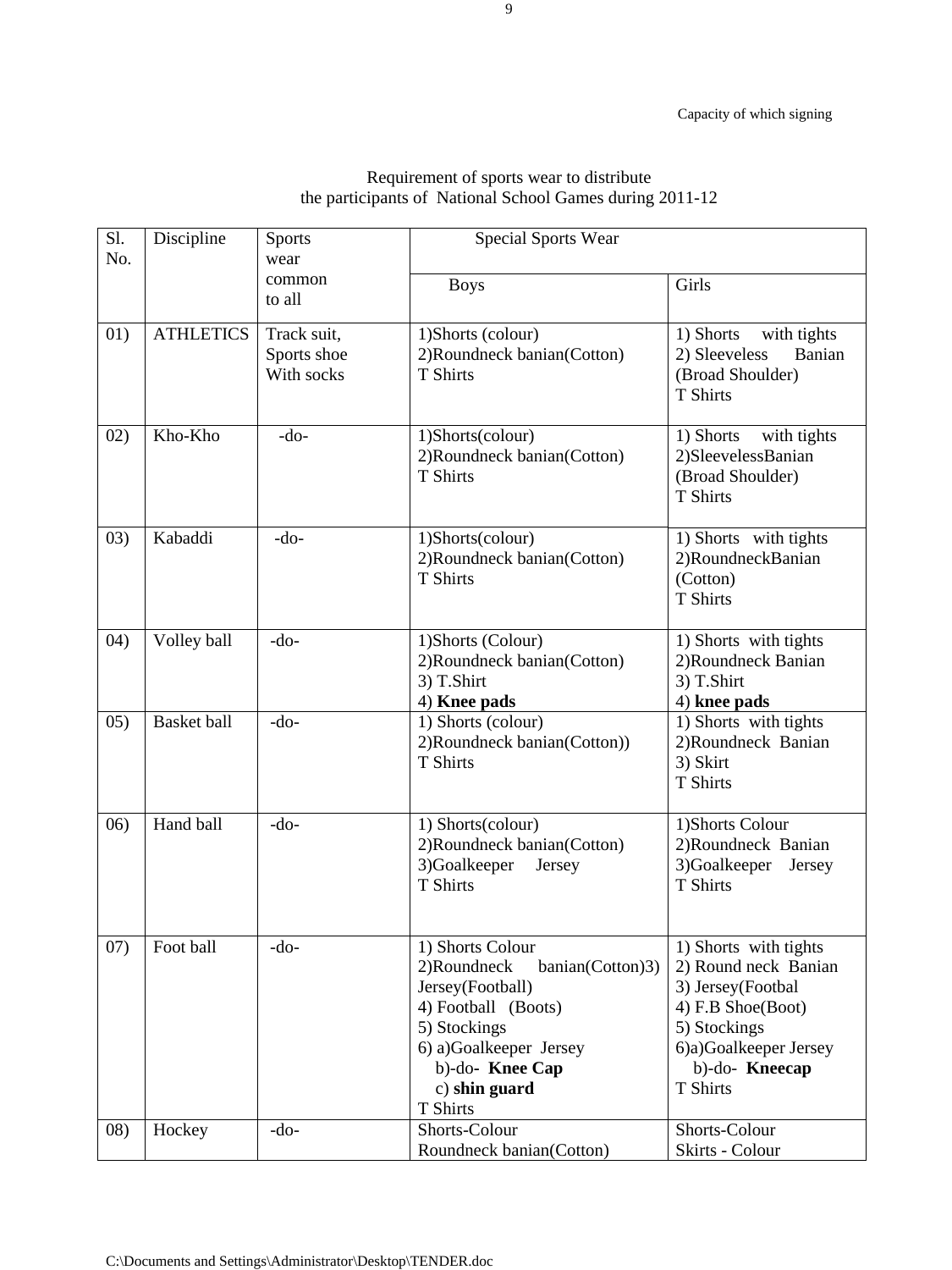Capacity of which signing

Requirement of sports wear to distribute
the participants of National School Games during 2011-12

| Sl. No. | Discipline | Sports wear common to all | Special Sports Wear | |
|---|---|---|---|---|
| | | | Boys | Girls |
| 01) | ATHLETICS | Track suit, Sports shoe With socks | 1)Shorts (colour)<br>2)Roundneck banian(Cotton)<br>T Shirts | 1) Shorts with tights<br>2) Sleeveless Banian (Broad Shoulder)<br>T Shirts |
| 02) | Kho-Kho | -do- | 1)Shorts(colour)<br>2)Roundneck banian(Cotton)<br>T Shirts | 1) Shorts with tights<br>2)SleevelessBanian (Broad Shoulder)<br>T Shirts |
| 03) | Kabaddi | -do- | 1)Shorts(colour)<br>2)Roundneck banian(Cotton)<br>T Shirts | 1) Shorts with tights<br>2)RoundneckBanian (Cotton)<br>T Shirts |
| 04) | Volley ball | -do- | 1)Shorts (Colour)<br>2)Roundneck banian(Cotton)<br>3) T.Shirt<br>4) **Knee pads** | 1) Shorts with tights<br>2)Roundneck Banian<br>3) T.Shirt<br>4) **knee pads** |
| 05) | Basket ball | -do- | 1) Shorts (colour)<br>2)Roundneck banian(Cotton))<br>T Shirts | 1) Shorts with tights<br>2)Roundneck Banian<br>3) Skirt<br>T Shirts |
| 06) | Hand ball | -do- | 1) Shorts(colour)<br>2)Roundneck banian(Cotton)<br>3)Goalkeeper Jersey<br>T Shirts | 1)Shorts Colour<br>2)Roundneck Banian<br>3)Goalkeeper Jersey<br>T Shirts |
| 07) | Foot ball | -do- | 1) Shorts Colour<br>2)Roundneck banian(Cotton)3) Jersey(Football)<br>4) Football (Boots)<br>5) Stockings<br>6) a)Goalkeeper Jersey<br>b)-do- **Knee Cap**<br>c) **shin guard**<br>T Shirts | 1) Shorts with tights<br>2) Round neck Banian<br>3) Jersey(Footbal<br>4) F.B Shoe(Boot)<br>5) Stockings<br>6)a)Goalkeeper Jersey<br>b)-do- **Kneecap**<br>T Shirts |
| 08) | Hockey | -do- | Shorts-Colour<br>Roundneck banian(Cotton) | Shorts-Colour<br>Skirts - Colour |

C:\Documents and Settings\Administrator\Desktop\TENDER.doc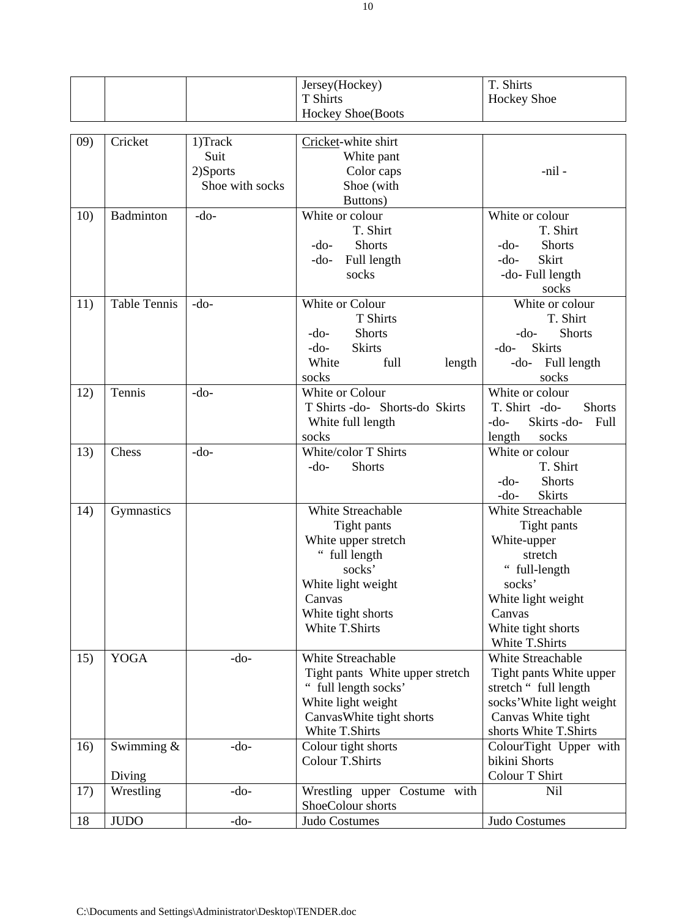| | | | Jersey(Hockey) T Shirts Hockey Shoe(Boots | T. Shirts Hockey Shoe |
|---|---|---|---|---|
| 09) | Cricket | 1)Track Suit 2)Sports Shoe with socks | Cricket-white shirt White pant Color caps Shoe (with Buttons) | -nil - |
| 10) | Badminton | -do- | White or colour T. Shirt -do- Shorts -do- Full length socks | White or colour T. Shirt -do- Shorts -do- Skirt -do- Full length socks |
| 11) | Table Tennis | -do- | White or Colour T Shirts -do- Shorts -do- Skirts White full length socks | White or colour T. Shirt -do- Shorts -do- Skirts -do- Full length socks |
| 12) | Tennis | -do- | White or Colour T Shirts -do- Shorts-do Skirts White full length socks | White or colour T. Shirt -do- Shorts -do- Skirts -do- Full length socks |
| 13) | Chess | -do- | White/color T Shirts -do- Shorts | White or colour T. Shirt -do- Shorts -do- Skirts |
| 14) | Gymnastics | | White Streachable Tight pants White upper stretch " full length socks' White light weight Canvas White tight shorts White T.Shirts | White Streachable Tight pants White-upper stretch " full-length socks' White light weight Canvas White tight shorts White T.Shirts |
| 15) | YOGA | -do- | White Streachable Tight pants White upper stretch " full length socks' White light weight CanvasWhite tight shorts White T.Shirts | White Streachable Tight pants White upper stretch " full length socks'White light weight Canvas White tight shorts White T.Shirts |
| 16) | Swimming & Diving | -do- | Colour tight shorts Colour T.Shirts | ColourTight Upper with bikini Shorts Colour T Shirt |
| 17) | Wrestling | -do- | Wrestling upper Costume with ShoeColour shorts | Nil |
| 18 | JUDO | -do- | Judo Costumes | Judo Costumes |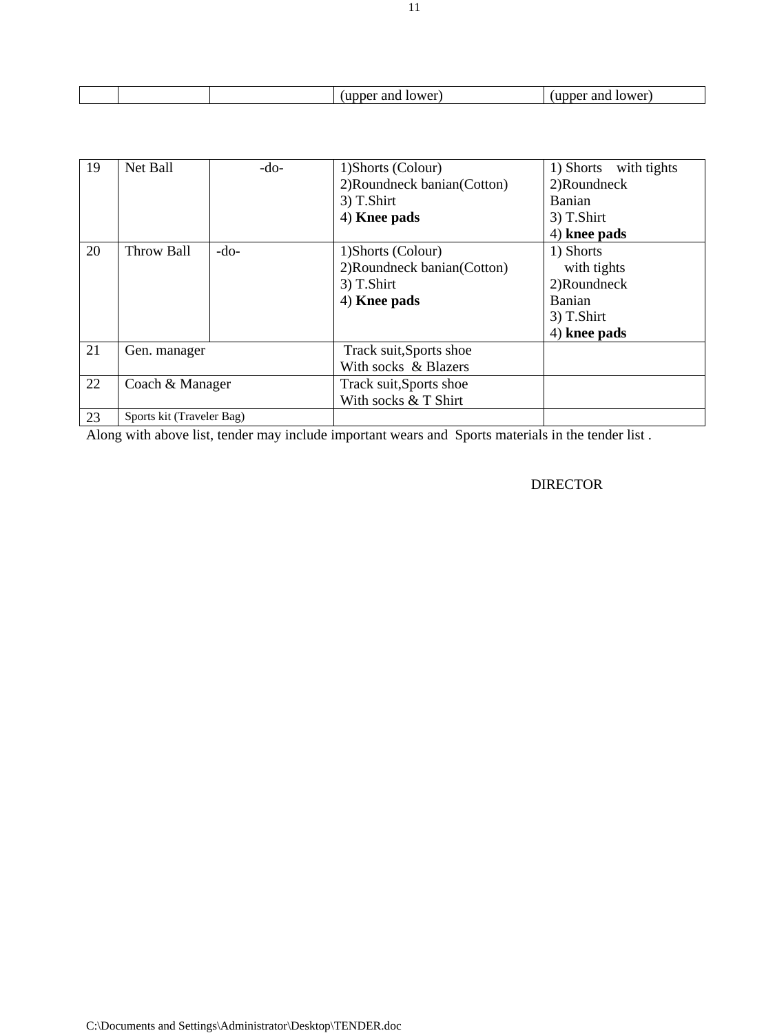| | | | (upper and lower) | (upper and lower) |
|---|---|---|---|---|

| | | | | |
|---|---|---|---|---|
| 19 | Net Ball | -do- | 1)Shorts (Colour)<br>2)Roundneck banian(Cotton)<br>3) T.Shirt<br>4) **Knee pads** | 1) Shorts with tights<br>2)Roundneck Banian<br>3) T.Shirt<br>4) **knee pads** |
| 20 | Throw Ball | -do- | 1)Shorts (Colour)<br>2)Roundneck banian(Cotton)<br>3) T.Shirt<br>4) **Knee pads** | 1) Shorts with tights<br>2)Roundneck Banian<br>3) T.Shirt<br>4) **knee pads** |
| 21 | Gen. manager | | Track suit,Sports shoe With socks & Blazers | |
| 22 | Coach & Manager | | Track suit,Sports shoe With socks & T Shirt | |
| 23 | Sports kit (Traveler Bag) | | | |

Along with above list, tender may include important wears and Sports materials in the tender list .

DIRECTOR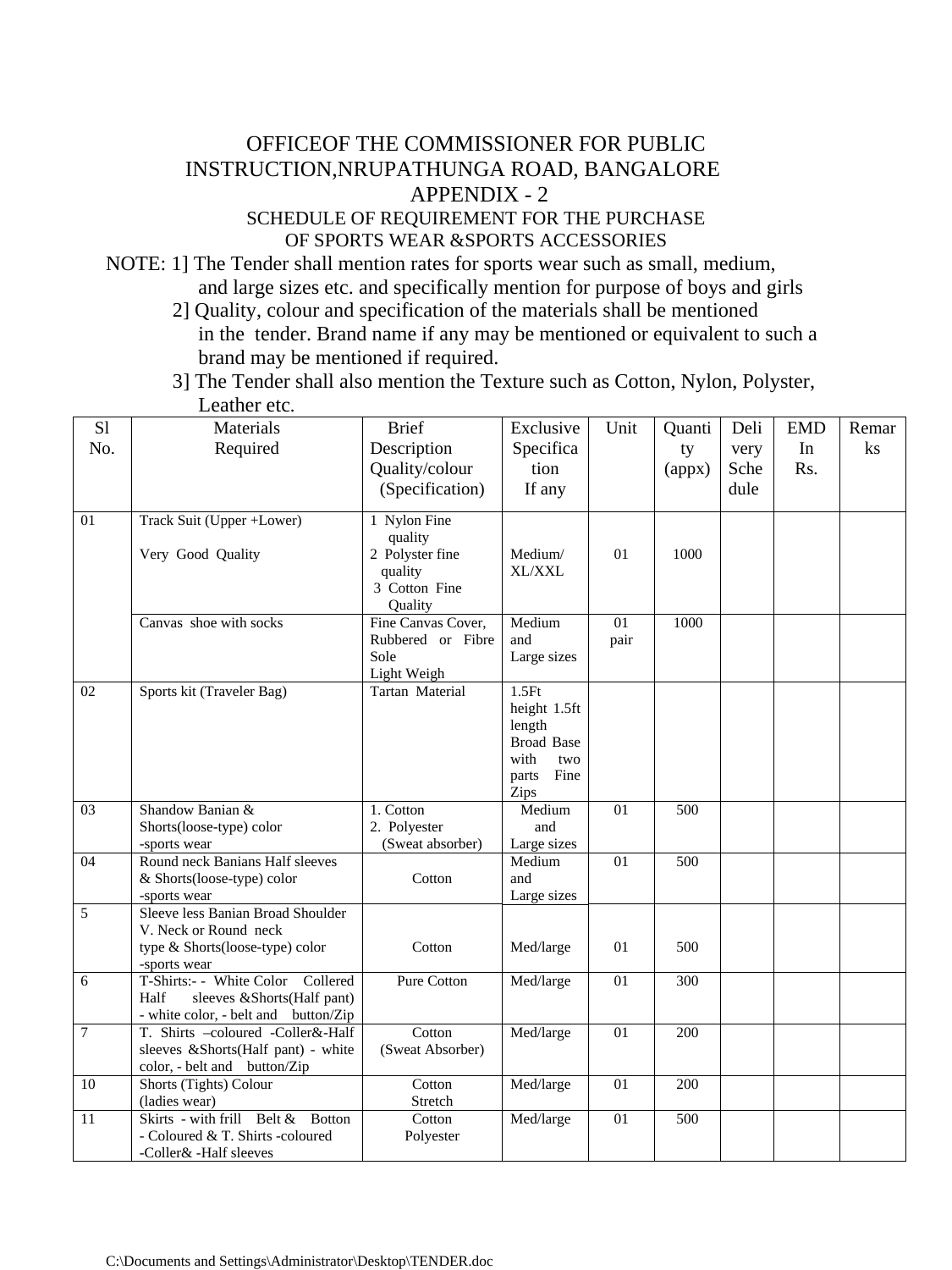# OFFICEOF THE COMMISSIONER FOR PUBLIC INSTRUCTION,NRUPATHUNGA ROAD, BANGALORE

## APPENDIX - 2

### SCHEDULE OF REQUIREMENT FOR THE PURCHASE OF SPORTS WEAR &SPORTS ACCESSORIES

NOTE: 1] The Tender shall mention rates for sports wear such as small, medium, and large sizes etc. and specifically mention for purpose of boys and girls

2] Quality, colour and specification of the materials shall be mentioned in the tender. Brand name if any may be mentioned or equivalent to such a brand may be mentioned if required.

3] The Tender shall also mention the Texture such as Cotton, Nylon, Polyster, Leather etc.

| Sl No. | Materials Required | Brief Description Quality/colour (Specification) | Exclusive Specification If any | Unit | Quantity (appx) | Delivery Schedule | EMD In Rs. | Remarks |
|---|---|---|---|---|---|---|---|---|
| 01 | Track Suit (Upper +Lower)<br>Very Good Quality | 1 Nylon Fine quality<br>2 Polyster fine quality<br>3 Cotton Fine Quality | Medium/ XL/XXL | 01 | 1000 | | | |
| | Canvas shoe with socks | Fine Canvas Cover, Rubbered or Fibre Sole<br>Light Weigh | Medium and Large sizes | 01 pair | 1000 | | | |
| 02 | Sports kit (Traveler Bag) | Tartan Material | 1.5Ft height 1.5ft length Broad Base with two parts Fine Zips | | | | | |
| 03 | Shandow Banian & Shorts(loose-type) color -sports wear | 1. Cotton<br>2. Polyester (Sweat absorber) | Medium and Large sizes | 01 | 500 | | | |
| 04 | Round neck Banians Half sleeves & Shorts(loose-type) color -sports wear | Cotton | Medium and Large sizes | 01 | 500 | | | |
| 5 | Sleeve less Banian Broad Shoulder V. Neck or Round neck type & Shorts(loose-type) color -sports wear | Cotton | Med/large | 01 | 500 | | | |
| 6 | T-Shirts:- - White Color Collered Half sleeves &Shorts(Half pant) - white color, - belt and button/Zip | Pure Cotton | Med/large | 01 | 300 | | | |
| 7 | T. Shirts –coloured -Coller&-Half sleeves &Shorts(Half pant) - white color, - belt and button/Zip | Cotton (Sweat Absorber) | Med/large | 01 | 200 | | | |
| 10 | Shorts (Tights) Colour (ladies wear) | Cotton Stretch | Med/large | 01 | 200 | | | |
| 11 | Skirts - with frill Belt & Botton - Coloured & T. Shirts -coloured -Coller& -Half sleeves | Cotton Polyester | Med/large | 01 | 500 | | | |

C:\Documents and Settings\Administrator\Desktop\TENDER.doc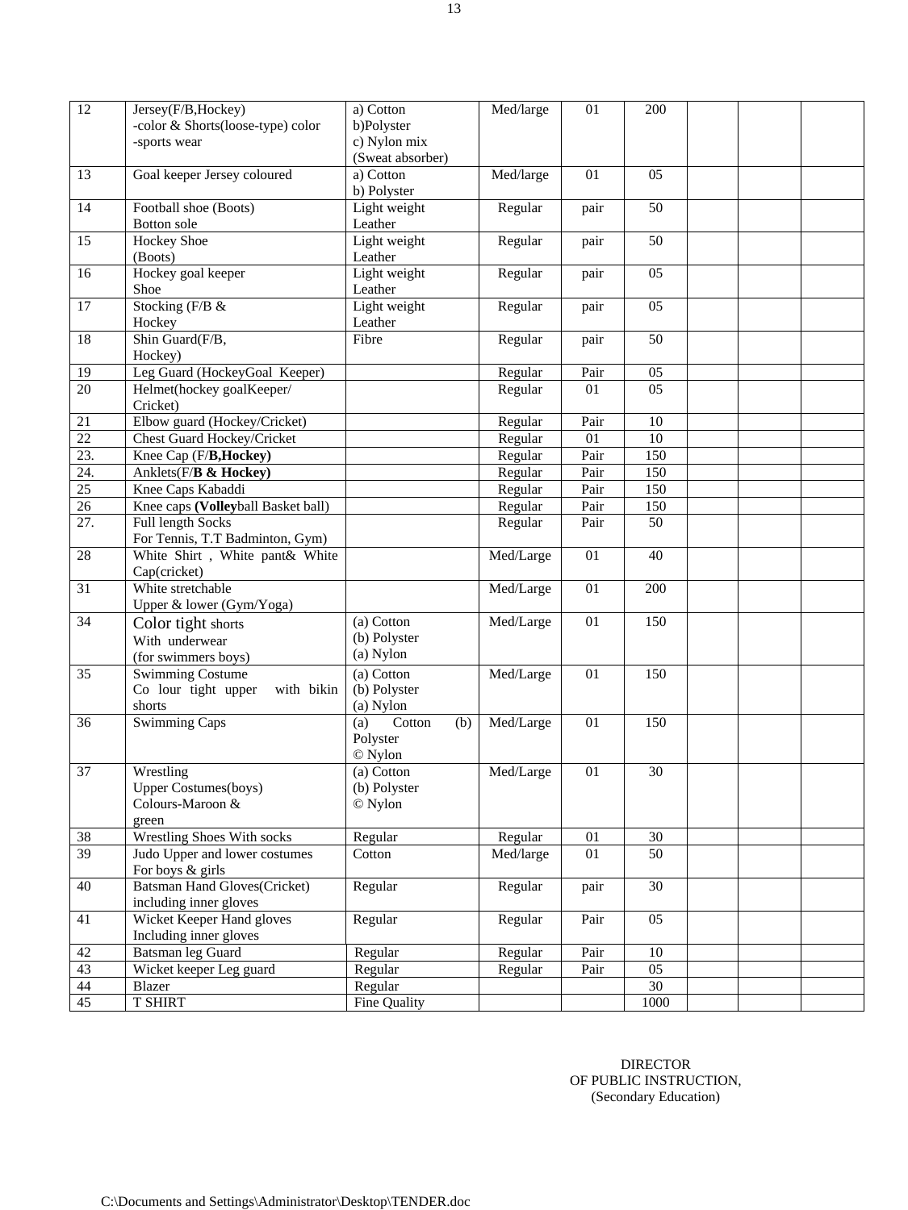| 12 | Jersey(F/B,Hockey)<br>-color & Shorts(loose-type) color<br>-sports wear | a) Cotton<br>b)Polyster<br>c) Nylon mix<br>(Sweat absorber) | Med/large | 01 | 200 | | | |
|---|---|---|---|---|---|---|---|---|
| 13 | Goal keeper Jersey coloured | a) Cotton<br>b) Polyster | Med/large | 01 | 05 | | | |
| 14 | Football shoe (Boots)<br>Botton sole | Light weight<br>Leather | Regular | pair | 50 | | | |
| 15 | Hockey Shoe<br>(Boots) | Light weight<br>Leather | Regular | pair | 50 | | | |
| 16 | Hockey goal keeper<br>Shoe | Light weight<br>Leather | Regular | pair | 05 | | | |
| 17 | Stocking (F/B &<br>Hockey | Light weight<br>Leather | Regular | pair | 05 | | | |
| 18 | Shin Guard(F/B,<br>Hockey) | Fibre | Regular | pair | 50 | | | |
| 19 | Leg Guard (HockeyGoal Keeper) | | Regular | Pair | 05 | | | |
| 20 | Helmet(hockey goalKeeper/<br>Cricket) | | Regular | 01 | 05 | | | |
| 21 | Elbow guard (Hockey/Cricket) | | Regular | Pair | 10 | | | |
| 22 | Chest Guard Hockey/Cricket | | Regular | 01 | 10 | | | |
| 23. | Knee Cap (F/**B,Hockey)** | | Regular | Pair | 150 | | | |
| 24. | Anklets(F/**B & Hockey)** | | Regular | Pair | 150 | | | |
| 25 | Knee Caps Kabaddi | | Regular | Pair | 150 | | | |
| 26 | Knee caps **(Volley**ball Basket ball) | | Regular | Pair | 150 | | | |
| 27. | Full length Socks<br>For Tennis, T.T Badminton, Gym) | | Regular | Pair | 50 | | | |
| 28 | White Shirt , White pant& White Cap(cricket) | | Med/Large | 01 | 40 | | | |
| 31 | White stretchable<br>Upper & lower (Gym/Yoga) | | Med/Large | 01 | 200 | | | |
| 34 | Color tight shorts<br>With underwear<br>(for swimmers boys) | (a) Cotton<br>(b) Polyster<br>(a) Nylon | Med/Large | 01 | 150 | | | |
| 35 | Swimming Costume<br>Co lour tight upper with bikin shorts | (a) Cotton<br>(b) Polyster<br>(a) Nylon | Med/Large | 01 | 150 | | | |
| 36 | Swimming Caps | (a) Cotton (b) Polyster<br>© Nylon | Med/Large | 01 | 150 | | | |
| 37 | Wrestling<br>Upper Costumes(boys)<br>Colours-Maroon &<br>green | (a) Cotton<br>(b) Polyster<br>© Nylon | Med/Large | 01 | 30 | | | |
| 38 | Wrestling Shoes With socks | Regular | Regular | 01 | 30 | | | |
| 39 | Judo Upper and lower costumes<br>For boys & girls | Cotton | Med/large | 01 | 50 | | | |
| 40 | Batsman Hand Gloves(Cricket)<br>including inner gloves | Regular | Regular | pair | 30 | | | |
| 41 | Wicket Keeper Hand gloves<br>Including inner gloves | Regular | Regular | Pair | 05 | | | |
| 42 | Batsman leg Guard | Regular | Regular | Pair | 10 | | | |
| 43 | Wicket keeper Leg guard | Regular | Regular | Pair | 05 | | | |
| 44 | Blazer | Regular | | | 30 | | | |
| 45 | T SHIRT | Fine Quality | | | 1000 | | | |

DIRECTOR
OF PUBLIC INSTRUCTION,
(Secondary Education)

C:\Documents and Settings\Administrator\Desktop\TENDER.doc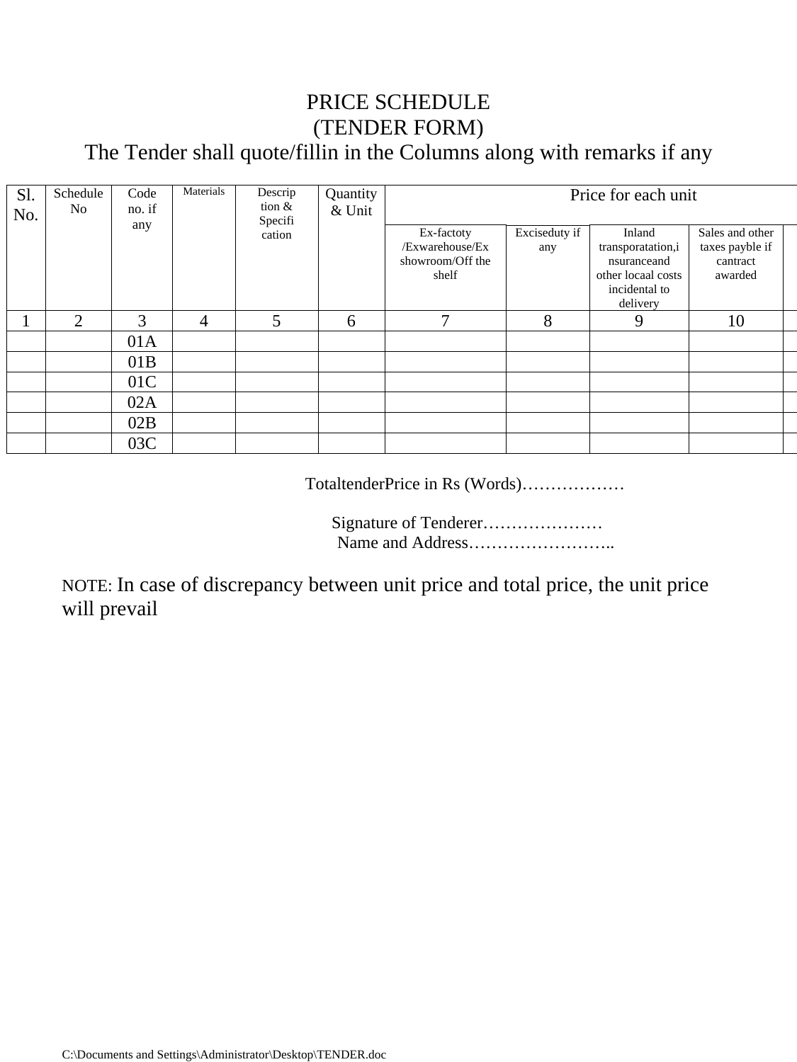# PRICE SCHEDULE
# (TENDER FORM)

The Tender shall quote/fillin in the Columns along with remarks if any

| Sl. No. | Schedule No | Code no. if any | Materials | Description & Specification | Quantity & Unit | Price for each unit | | | | |
|---|---|---|---|---|---|---|---|---|---|---|
| | | | | | | Ex-factoty /Exwarehouse/Ex showroom/Off the shelf | Exciseduty if any | Inland transporatation,insuranceand other locaal costs incidental to delivery | Sales and other taxes payble if cantract awarded | |
| 1 | 2 | 3 | 4 | 5 | 6 | 7 | 8 | 9 | 10 | |
| | | 01A | | | | | | | | |
| | | 01B | | | | | | | | |
| | | 01C | | | | | | | | |
| | | 02A | | | | | | | | |
| | | 02B | | | | | | | | |
| | | 03C | | | | | | | | |

TotaltenderPrice in Rs (Words)………………

Signature of Tenderer…………………

Name and Address……………………..

NOTE: In case of discrepancy between unit price and total price, the unit price will prevail